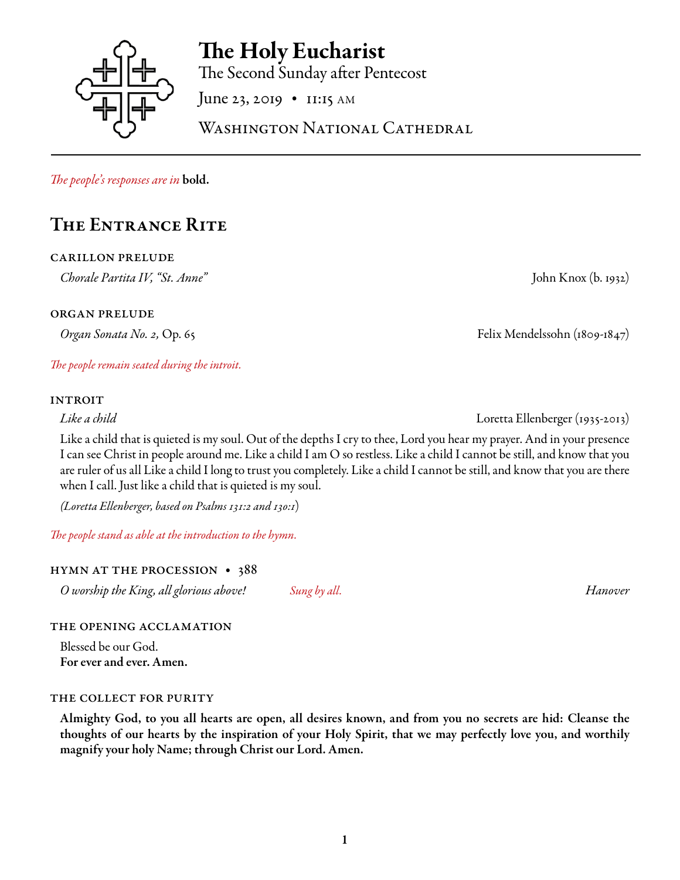# The Holy Eucharist

The Second Sunday after Pentecost

June 23, 2019 • 11:15 AM

Washington National Cathedral

*The people's responses are in* **bold.**

## The Entrance Rite

### CARILLON PRELUDE

*Chorale Partita IV, "St. Anne"* — John Knox (b. 1932)

### ORGAN PRELUDE

*Organ Sonata No. 2,* Op. 65 — Felix Mendelssohn (1809-1847)

*The people remain seated during the introit.*

### INTROIT

*Like a child* — Loretta Ellenberger (1935-2013)

Like a child that is quieted is my soul. Out of the depths I cry to thee, Lord you hear my prayer. And in your presence I can see Christ in people around me. Like a child I am O so restless. Like a child I cannot be still, and know that you are ruler of us all Like a child I long to trust you completely. Like a child I cannot be still, and know that you are there when I call. Just like a child that is quieted is my soul.

*(Loretta Ellenberger, based on Psalms 131:2 and 130:1*)

*The people stand as able at the introduction to the hymn.*

### HYMN AT THE PROCESSION • 388

*O worship the King, all glorious above!* *Sung by all.* *Hanover*

### THE OPENING ACCLAMATION

Blessed be our God.
**For ever and ever. Amen.**

### THE COLLECT FOR PURITY

**Almighty God, to you all hearts are open, all desires known, and from you no secrets are hid: Cleanse the thoughts of our hearts by the inspiration of your Holy Spirit, that we may perfectly love you, and worthily magnify your holy Name; through Christ our Lord. Amen.**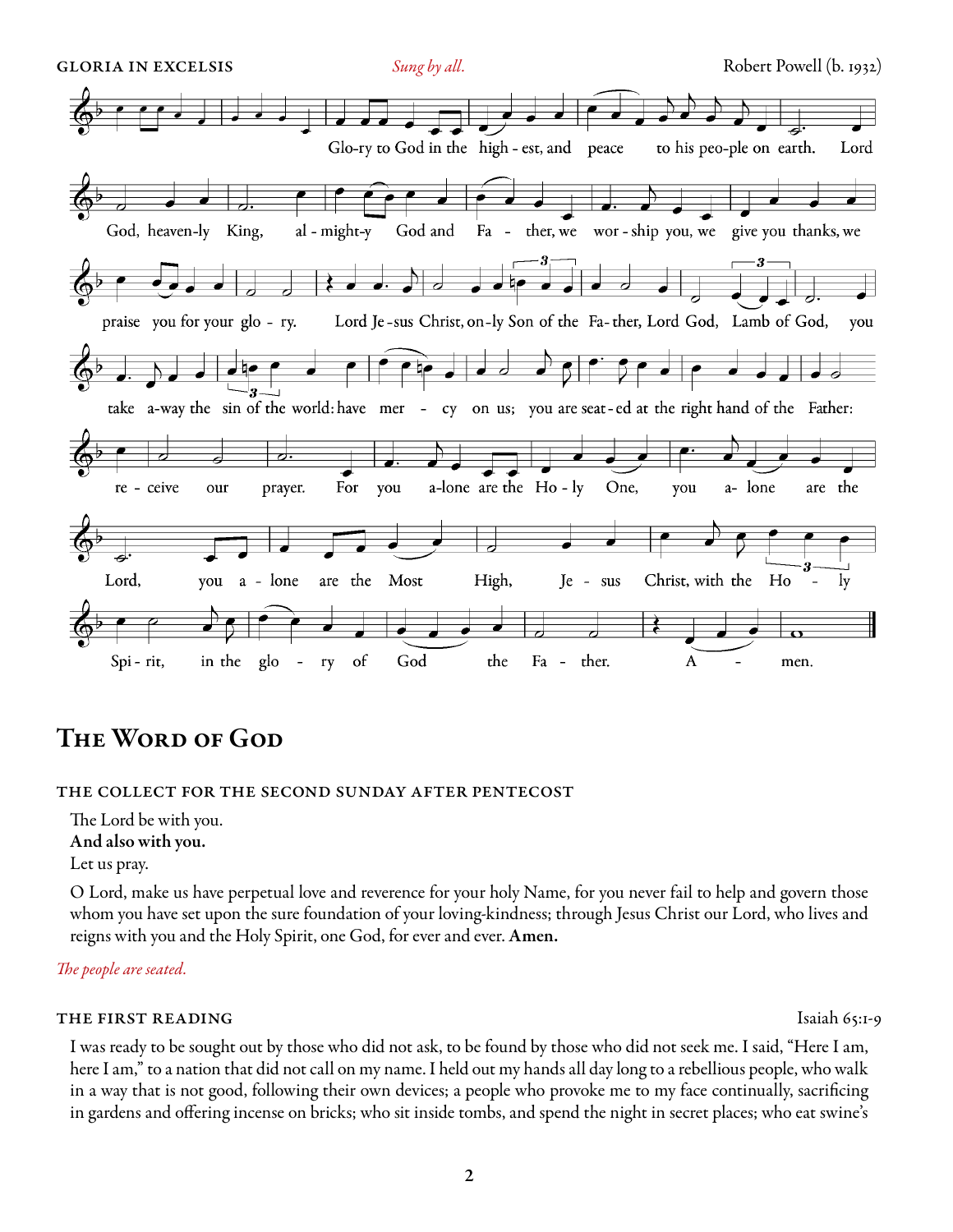GLORIA IN EXCELSIS *Sung by all.* Robert Powell (b. 1932)

Glo-ry to God in the high - est, and peace to his peo-ple on earth. Lord God, heaven-ly King, al - might-y God and Fa - ther, we wor - ship you, we give you thanks, we praise you for your glo - ry. Lord Je - sus Christ, on-ly Son of the Fa- ther, Lord God, Lamb of God, you take a-way the sin of the world: have mer - cy on us; you are seat - ed at the right hand of the Father: re - ceive our prayer. For you a-lone are the Ho - ly One, you a- lone are the Lord, you a - lone are the Most High, Je - sus Christ, with the Ho - ly Spi - rit, in the glo - ry of God the Fa - ther. A - men.

# The Word of God

### THE COLLECT FOR THE SECOND SUNDAY AFTER PENTECOST

The Lord be with you.
**And also with you.**
Let us pray.

O Lord, make us have perpetual love and reverence for your holy Name, for you never fail to help and govern those whom you have set upon the sure foundation of your loving-kindness; through Jesus Christ our Lord, who lives and reigns with you and the Holy Spirit, one God, for ever and ever. **Amen.**

*The people are seated.*

### THE FIRST READING Isaiah 65:1-9

I was ready to be sought out by those who did not ask, to be found by those who did not seek me. I said, "Here I am, here I am," to a nation that did not call on my name. I held out my hands all day long to a rebellious people, who walk in a way that is not good, following their own devices; a people who provoke me to my face continually, sacrificing in gardens and offering incense on bricks; who sit inside tombs, and spend the night in secret places; who eat swine's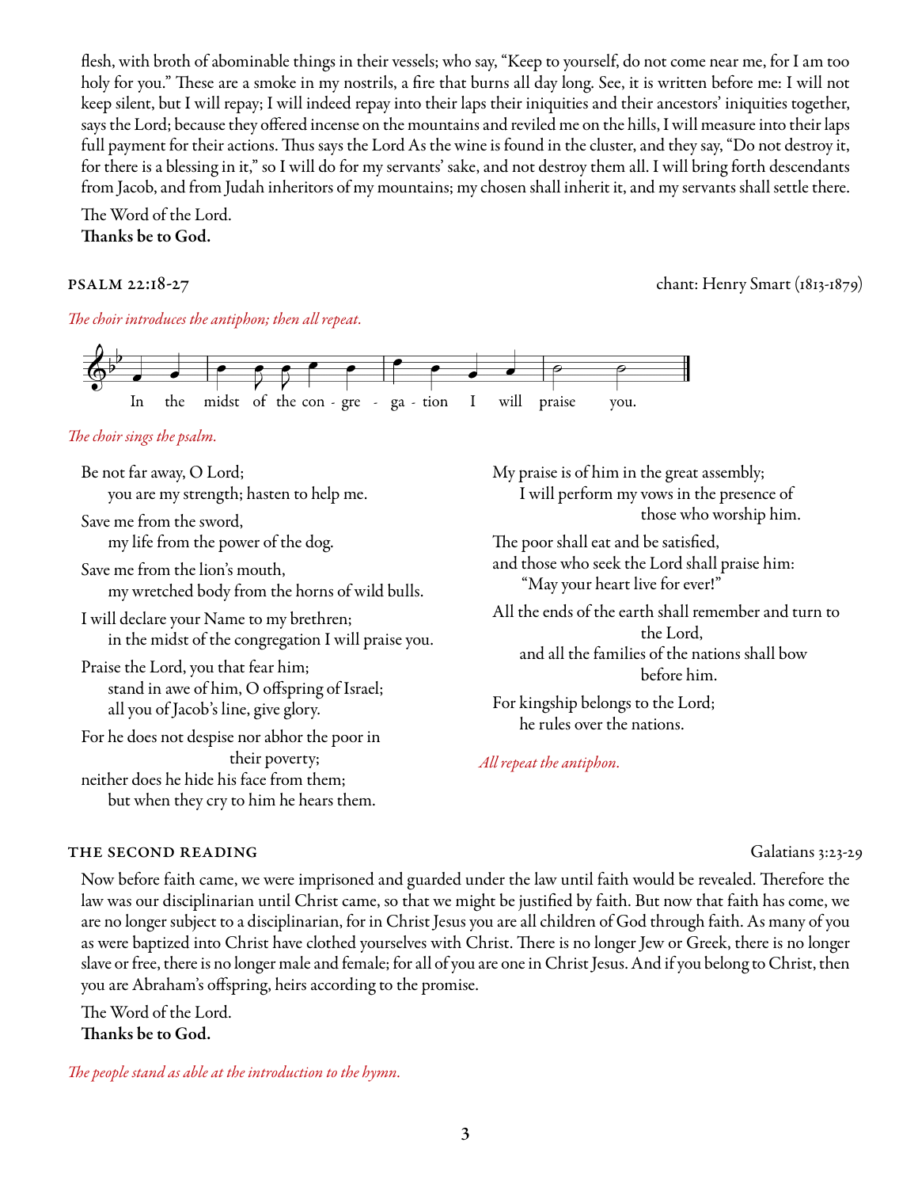flesh, with broth of abominable things in their vessels; who say, "Keep to yourself, do not come near me, for I am too holy for you." These are a smoke in my nostrils, a fire that burns all day long. See, it is written before me: I will not keep silent, but I will repay; I will indeed repay into their laps their iniquities and their ancestors' iniquities together, says the Lord; because they offered incense on the mountains and reviled me on the hills, I will measure into their laps full payment for their actions. Thus says the Lord As the wine is found in the cluster, and they say, "Do not destroy it, for there is a blessing in it," so I will do for my servants' sake, and not destroy them all. I will bring forth descendants from Jacob, and from Judah inheritors of my mountains; my chosen shall inherit it, and my servants shall settle there.

The Word of the Lord.
**Thanks be to God.**

### PSALM 22:18-27

chant: Henry Smart (1813-1879)

*The choir introduces the antiphon; then all repeat.*

In the midst of the con - gre - ga - tion I will praise you.

*The choir sings the psalm.*

Be not far away, O Lord;
you are my strength; hasten to help me.

Save me from the sword,
my life from the power of the dog.

Save me from the lion's mouth,
my wretched body from the horns of wild bulls.

I will declare your Name to my brethren;
in the midst of the congregation I will praise you.

Praise the Lord, you that fear him;
stand in awe of him, O offspring of Israel;
all you of Jacob's line, give glory.

For he does not despise nor abhor the poor in their poverty;
neither does he hide his face from them;
but when they cry to him he hears them.

My praise is of him in the great assembly;
I will perform my vows in the presence of those who worship him.

The poor shall eat and be satisfied,
and those who seek the Lord shall praise him:
"May your heart live for ever!"

All the ends of the earth shall remember and turn to the Lord,
and all the families of the nations shall bow before him.

For kingship belongs to the Lord;
he rules over the nations.

*All repeat the antiphon.*

### THE SECOND READING

Galatians 3:23-29

Now before faith came, we were imprisoned and guarded under the law until faith would be revealed. Therefore the law was our disciplinarian until Christ came, so that we might be justified by faith. But now that faith has come, we are no longer subject to a disciplinarian, for in Christ Jesus you are all children of God through faith. As many of you as were baptized into Christ have clothed yourselves with Christ. There is no longer Jew or Greek, there is no longer slave or free, there is no longer male and female; for all of you are one in Christ Jesus. And if you belong to Christ, then you are Abraham's offspring, heirs according to the promise.

The Word of the Lord.
**Thanks be to God.**

*The people stand as able at the introduction to the hymn.*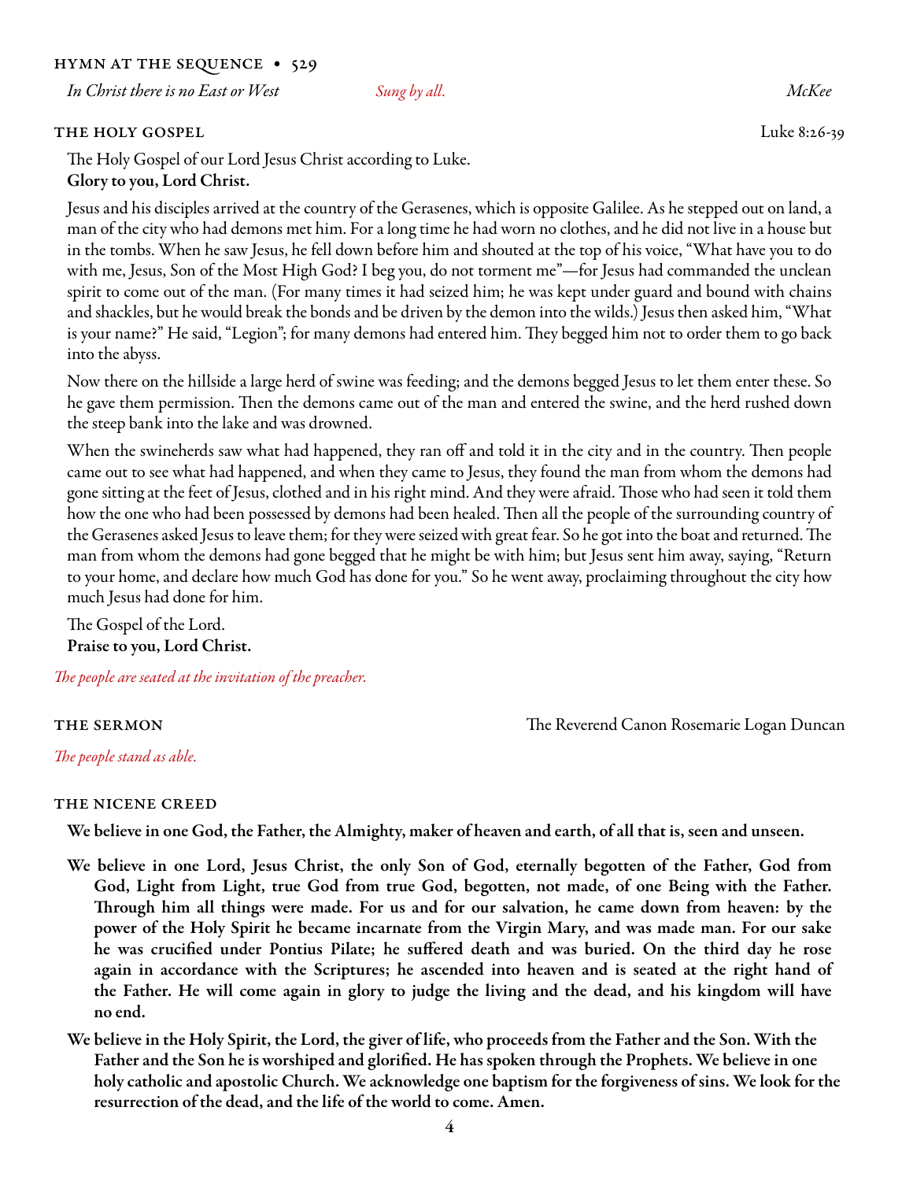## HYMN AT THE SEQUENCE • 529

*In Christ there is no East or West* *Sung by all.* *McKee*

## THE HOLY GOSPEL Luke 8:26-39

The Holy Gospel of our Lord Jesus Christ according to Luke.
**Glory to you, Lord Christ.**

Jesus and his disciples arrived at the country of the Gerasenes, which is opposite Galilee. As he stepped out on land, a man of the city who had demons met him. For a long time he had worn no clothes, and he did not live in a house but in the tombs. When he saw Jesus, he fell down before him and shouted at the top of his voice, "What have you to do with me, Jesus, Son of the Most High God? I beg you, do not torment me"—for Jesus had commanded the unclean spirit to come out of the man. (For many times it had seized him; he was kept under guard and bound with chains and shackles, but he would break the bonds and be driven by the demon into the wilds.) Jesus then asked him, "What is your name?" He said, "Legion"; for many demons had entered him. They begged him not to order them to go back into the abyss.

Now there on the hillside a large herd of swine was feeding; and the demons begged Jesus to let them enter these. So he gave them permission. Then the demons came out of the man and entered the swine, and the herd rushed down the steep bank into the lake and was drowned.

When the swineherds saw what had happened, they ran off and told it in the city and in the country. Then people came out to see what had happened, and when they came to Jesus, they found the man from whom the demons had gone sitting at the feet of Jesus, clothed and in his right mind. And they were afraid. Those who had seen it told them how the one who had been possessed by demons had been healed. Then all the people of the surrounding country of the Gerasenes asked Jesus to leave them; for they were seized with great fear. So he got into the boat and returned. The man from whom the demons had gone begged that he might be with him; but Jesus sent him away, saying, "Return to your home, and declare how much God has done for you." So he went away, proclaiming throughout the city how much Jesus had done for him.

The Gospel of the Lord.
**Praise to you, Lord Christ.**

*The people are seated at the invitation of the preacher.*

## THE SERMON The Reverend Canon Rosemarie Logan Duncan

*The people stand as able.*

## THE NICENE CREED

**We believe in one God, the Father, the Almighty, maker of heaven and earth, of all that is, seen and unseen.**

**We believe in one Lord, Jesus Christ, the only Son of God, eternally begotten of the Father, God from God, Light from Light, true God from true God, begotten, not made, of one Being with the Father. Through him all things were made. For us and for our salvation, he came down from heaven: by the power of the Holy Spirit he became incarnate from the Virgin Mary, and was made man. For our sake he was crucified under Pontius Pilate; he suffered death and was buried. On the third day he rose again in accordance with the Scriptures; he ascended into heaven and is seated at the right hand of the Father. He will come again in glory to judge the living and the dead, and his kingdom will have no end.**

**We believe in the Holy Spirit, the Lord, the giver of life, who proceeds from the Father and the Son. With the Father and the Son he is worshiped and glorified. He has spoken through the Prophets. We believe in one holy catholic and apostolic Church. We acknowledge one baptism for the forgiveness of sins. We look for the resurrection of the dead, and the life of the world to come. Amen.**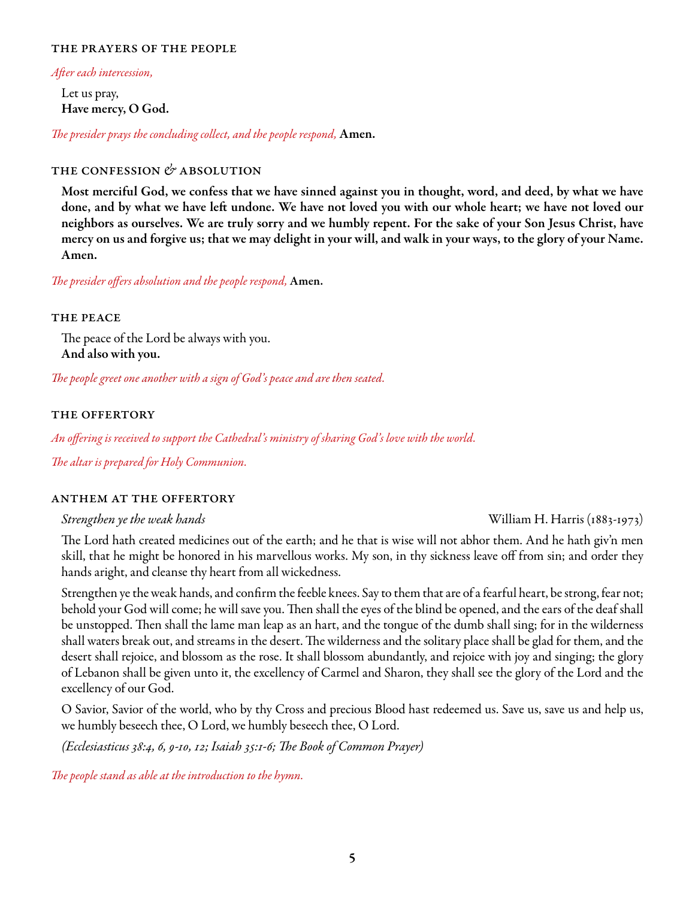### THE PRAYERS OF THE PEOPLE

*After each intercession,*

Let us pray,
**Have mercy, O God.**

*The presider prays the concluding collect, and the people respond,* **Amen.**

### THE CONFESSION & ABSOLUTION

**Most merciful God, we confess that we have sinned against you in thought, word, and deed, by what we have done, and by what we have left undone. We have not loved you with our whole heart; we have not loved our neighbors as ourselves. We are truly sorry and we humbly repent. For the sake of your Son Jesus Christ, have mercy on us and forgive us; that we may delight in your will, and walk in your ways, to the glory of your Name. Amen.**

*The presider offers absolution and the people respond,* **Amen.**

### THE PEACE

The peace of the Lord be always with you.
**And also with you.**

*The people greet one another with a sign of God's peace and are then seated.*

### THE OFFERTORY

*An offering is received to support the Cathedral's ministry of sharing God's love with the world.*

*The altar is prepared for Holy Communion.*

### ANTHEM AT THE OFFERTORY

*Strengthen ye the weak hands* — William H. Harris (1883-1973)

The Lord hath created medicines out of the earth; and he that is wise will not abhor them. And he hath giv'n men skill, that he might be honored in his marvellous works. My son, in thy sickness leave off from sin; and order they hands aright, and cleanse thy heart from all wickedness.

Strengthen ye the weak hands, and confirm the feeble knees. Say to them that are of a fearful heart, be strong, fear not; behold your God will come; he will save you. Then shall the eyes of the blind be opened, and the ears of the deaf shall be unstopped. Then shall the lame man leap as an hart, and the tongue of the dumb shall sing; for in the wilderness shall waters break out, and streams in the desert. The wilderness and the solitary place shall be glad for them, and the desert shall rejoice, and blossom as the rose. It shall blossom abundantly, and rejoice with joy and singing; the glory of Lebanon shall be given unto it, the excellency of Carmel and Sharon, they shall see the glory of the Lord and the excellency of our God.

O Savior, Savior of the world, who by thy Cross and precious Blood hast redeemed us. Save us, save us and help us, we humbly beseech thee, O Lord, we humbly beseech thee, O Lord.

*(Ecclesiasticus 38:4, 6, 9-10, 12; Isaiah 35:1-6; The Book of Common Prayer)*

*The people stand as able at the introduction to the hymn.*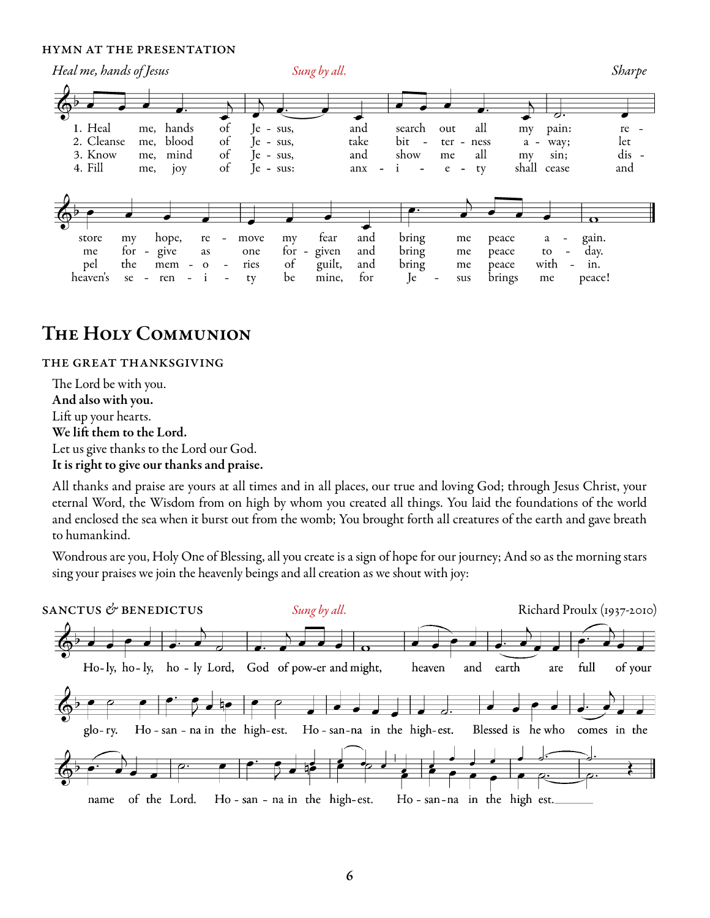### HYMN AT THE PRESENTATION

*Heal me, hands of Jesus* — *Sung by all.* — Sharpe

1. Heal me, hands of Jesus, and search out all my pain: restore my hope, remove my fear and bring me peace again.
2. Cleanse me, blood of Jesus, take bitterness away; let me forgive as one forgiven and bring me peace today.
3. Know me, mind of Jesus, and show me all my sin; dispel the memories of guilt, and bring me peace within.
4. Fill me, joy of Jesus: anxiety shall cease and heaven's serenity be mine, for Jesus brings me peace!

# The Holy Communion

### THE GREAT THANKSGIVING

The Lord be with you.
**And also with you.**
Lift up your hearts.
**We lift them to the Lord.**
Let us give thanks to the Lord our God.
**It is right to give our thanks and praise.**

All thanks and praise are yours at all times and in all places, our true and loving God; through Jesus Christ, your eternal Word, the Wisdom from on high by whom you created all things. You laid the foundations of the world and enclosed the sea when it burst out from the womb; You brought forth all creatures of the earth and gave breath to humankind.

Wondrous are you, Holy One of Blessing, all you create is a sign of hope for our journey; And so as the morning stars sing your praises we join the heavenly beings and all creation as we shout with joy:

### SANCTUS & BENEDICTUS

*Sung by all.* — Richard Proulx (1937-2010)

Holy, holy, holy Lord, God of power and might, heaven and earth are full of your glory. Hosanna in the highest. Hosanna in the highest. Blessed is he who comes in the name of the Lord. Hosanna in the highest. Hosanna in the highest.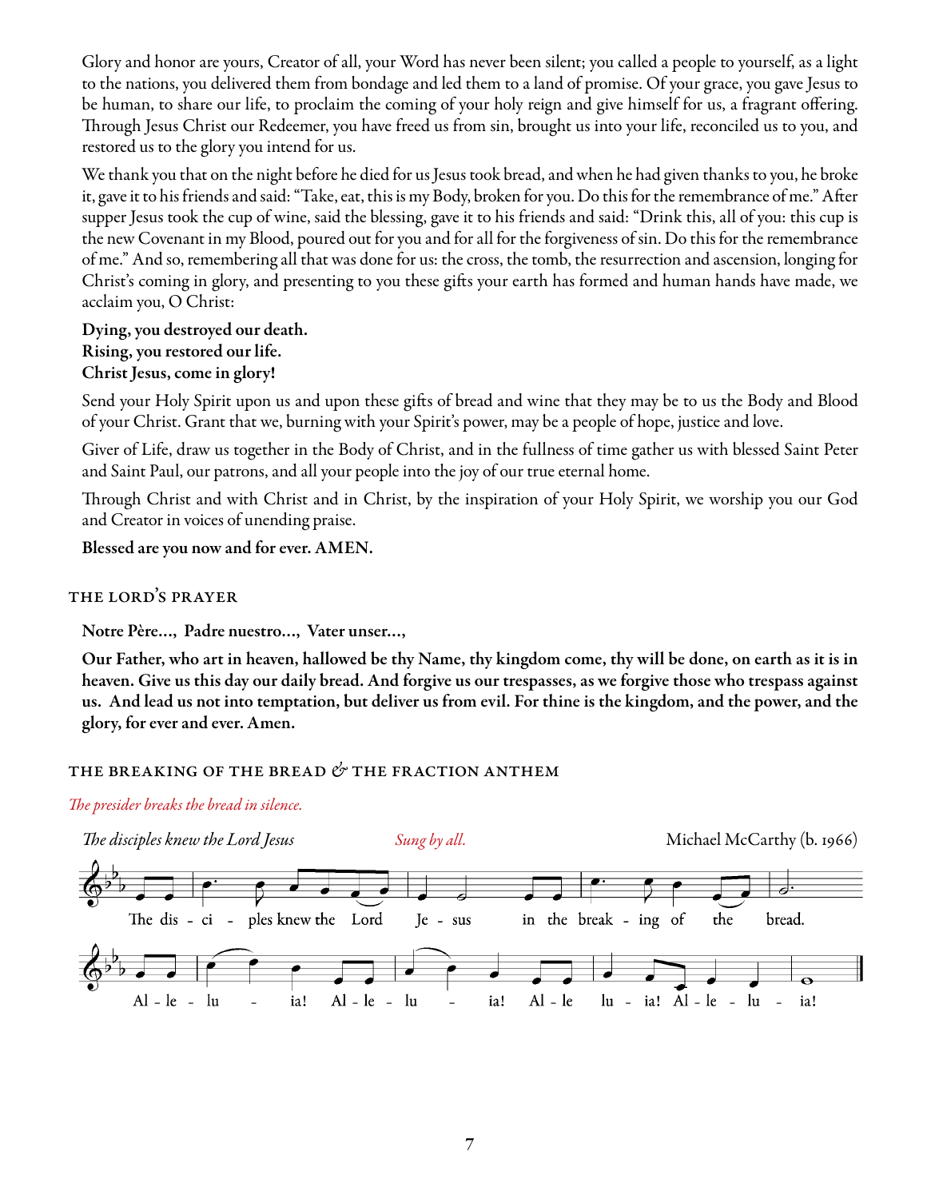Glory and honor are yours, Creator of all, your Word has never been silent; you called a people to yourself, as a light to the nations, you delivered them from bondage and led them to a land of promise. Of your grace, you gave Jesus to be human, to share our life, to proclaim the coming of your holy reign and give himself for us, a fragrant offering. Through Jesus Christ our Redeemer, you have freed us from sin, brought us into your life, reconciled us to you, and restored us to the glory you intend for us.

We thank you that on the night before he died for us Jesus took bread, and when he had given thanks to you, he broke it, gave it to his friends and said: "Take, eat, this is my Body, broken for you. Do this for the remembrance of me." After supper Jesus took the cup of wine, said the blessing, gave it to his friends and said: "Drink this, all of you: this cup is the new Covenant in my Blood, poured out for you and for all for the forgiveness of sin. Do this for the remembrance of me." And so, remembering all that was done for us: the cross, the tomb, the resurrection and ascension, longing for Christ's coming in glory, and presenting to you these gifts your earth has formed and human hands have made, we acclaim you, O Christ:

**Dying, you destroyed our death.**
**Rising, you restored our life.**
**Christ Jesus, come in glory!**

Send your Holy Spirit upon us and upon these gifts of bread and wine that they may be to us the Body and Blood of your Christ. Grant that we, burning with your Spirit's power, may be a people of hope, justice and love.

Giver of Life, draw us together in the Body of Christ, and in the fullness of time gather us with blessed Saint Peter and Saint Paul, our patrons, and all your people into the joy of our true eternal home.

Through Christ and with Christ and in Christ, by the inspiration of your Holy Spirit, we worship you our God and Creator in voices of unending praise.

**Blessed are you now and for ever. AMEN.**

## THE LORD'S PRAYER

**Notre Père..., Padre nuestro..., Vater unser...,**

**Our Father, who art in heaven, hallowed be thy Name, thy kingdom come, thy will be done, on earth as it is in heaven. Give us this day our daily bread. And forgive us our trespasses, as we forgive those who trespass against us. And lead us not into temptation, but deliver us from evil. For thine is the kingdom, and the power, and the glory, for ever and ever. Amen.**

## THE BREAKING OF THE BREAD & THE FRACTION ANTHEM

*The presider breaks the bread in silence.*

*The disciples knew the Lord Jesus* *Sung by all.* Michael McCarthy (b. 1966)

The disciples knew the Lord Jesus in the breaking of the bread.
Alleluia! Alleluia! Alleluia! Alleluia!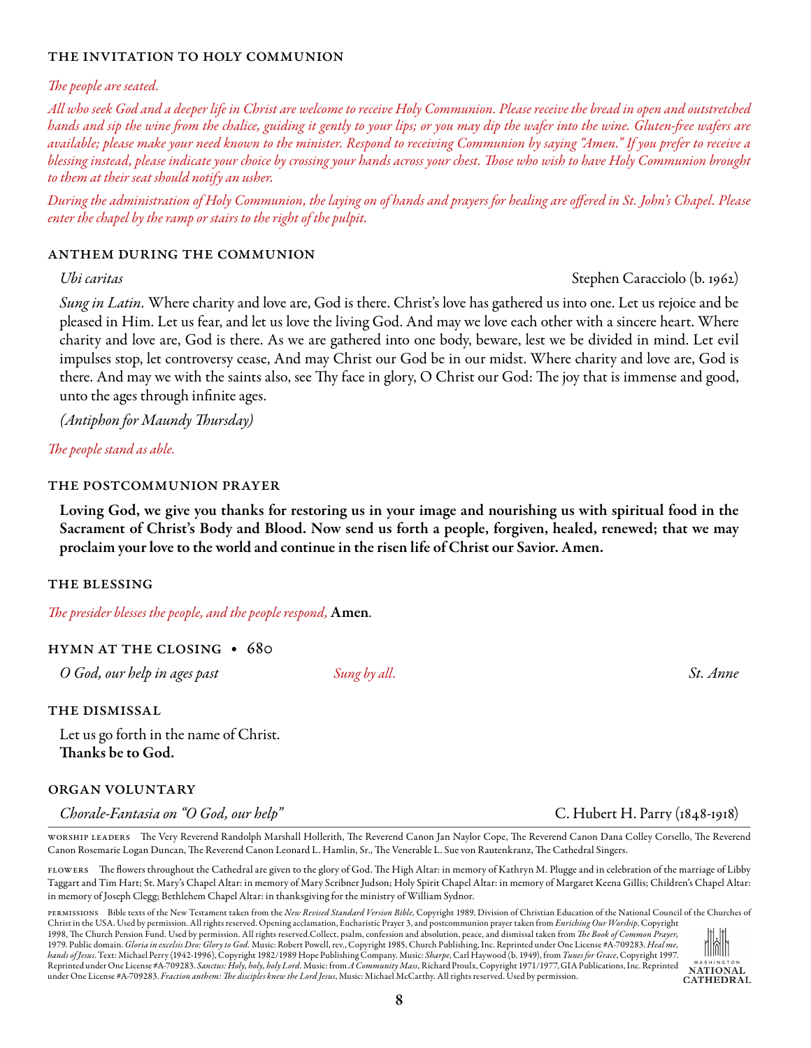### THE INVITATION TO HOLY COMMUNION

*The people are seated.*

*All who seek God and a deeper life in Christ are welcome to receive Holy Communion. Please receive the bread in open and outstretched hands and sip the wine from the chalice, guiding it gently to your lips; or you may dip the wafer into the wine. Gluten-free wafers are available; please make your need known to the minister. Respond to receiving Communion by saying "Amen." If you prefer to receive a blessing instead, please indicate your choice by crossing your hands across your chest. Those who wish to have Holy Communion brought to them at their seat should notify an usher.*

*During the administration of Holy Communion, the laying on of hands and prayers for healing are offered in St. John's Chapel. Please enter the chapel by the ramp or stairs to the right of the pulpit.*

### ANTHEM DURING THE COMMUNION

*Ubi caritas* Stephen Caracciolo (b. 1962)

*Sung in Latin.* Where charity and love are, God is there. Christ's love has gathered us into one. Let us rejoice and be pleased in Him. Let us fear, and let us love the living God. And may we love each other with a sincere heart. Where charity and love are, God is there. As we are gathered into one body, beware, lest we be divided in mind. Let evil impulses stop, let controversy cease, And may Christ our God be in our midst. Where charity and love are, God is there. And may we with the saints also, see Thy face in glory, O Christ our God: The joy that is immense and good, unto the ages through infinite ages.

*(Antiphon for Maundy Thursday)*

*The people stand as able.*

### THE POSTCOMMUNION PRAYER

**Loving God, we give you thanks for restoring us in your image and nourishing us with spiritual food in the Sacrament of Christ's Body and Blood. Now send us forth a people, forgiven, healed, renewed; that we may proclaim your love to the world and continue in the risen life of Christ our Savior. Amen.**

### THE BLESSING

*The presider blesses the people, and the people respond,* **Amen**.

### HYMN AT THE CLOSING • 680

*O God, our help in ages past* *Sung by all.* *St. Anne*

### THE DISMISSAL

Let us go forth in the name of Christ.
**Thanks be to God.**

### ORGAN VOLUNTARY

*Chorale-Fantasia on "O God, our help"* C. Hubert H. Parry (1848-1918)

WORSHIP LEADERS The Very Reverend Randolph Marshall Hollerith, The Reverend Canon Jan Naylor Cope, The Reverend Canon Dana Colley Corsello, The Reverend Canon Rosemarie Logan Duncan, The Reverend Canon Leonard L. Hamlin, Sr., The Venerable L. Sue von Rautenkranz, The Cathedral Singers.

FLOWERS The flowers throughout the Cathedral are given to the glory of God. The High Altar: in memory of Kathryn M. Plugge and in celebration of the marriage of Libby Taggart and Tim Hart; St. Mary's Chapel Altar: in memory of Mary Scribner Judson; Holy Spirit Chapel Altar: in memory of Margaret Keena Gillis; Children's Chapel Altar: in memory of Joseph Clegg; Bethlehem Chapel Altar: in thanksgiving for the ministry of William Sydnor.

PERMISSIONS Bible texts of the New Testament taken from the *New Revised Standard Version Bible*, Copyright 1989, Division of Christian Education of the National Council of the Churches of Christ in the USA. Used by permission. All rights reserved. Opening acclamation, Eucharistic Prayer 3, and postcommunion prayer taken from *Enriching Our Worship*, Copyright 1998, The Church Pension Fund. Used by permission. All rights reserved.Collect, psalm, confession and absolution, peace, and dismissal taken from *The Book of Common Prayer,* 1979. Public domain. *Gloria in excelsis Deo: Glory to God.* Music: Robert Powell, rev., Copyright 1985, Church Publishing, Inc. Reprinted under One License #A-709283. *Heal me, hands of Jesus.* Text: Michael Perry (1942-1996), Copyright 1982/1989 Hope Publishing Company. Music: *Sharpe*, Carl Haywood (b. 1949), from *Tunes for Grace*, Copyright 1997. Reprinted under One License #A-709283. *Sanctus: Holy, holy, holy Lord.* Music: from *A Community Mass,* Richard Proulx, Copyright 1971/1977, GIA Publications, Inc. Reprinted under One License #A-709283. *Fraction anthem: The disciples knew the Lord Jesus*, Music: Michael McCarthy. All rights reserved. Used by permission.

WASHINGTON NATIONAL CATHEDRAL